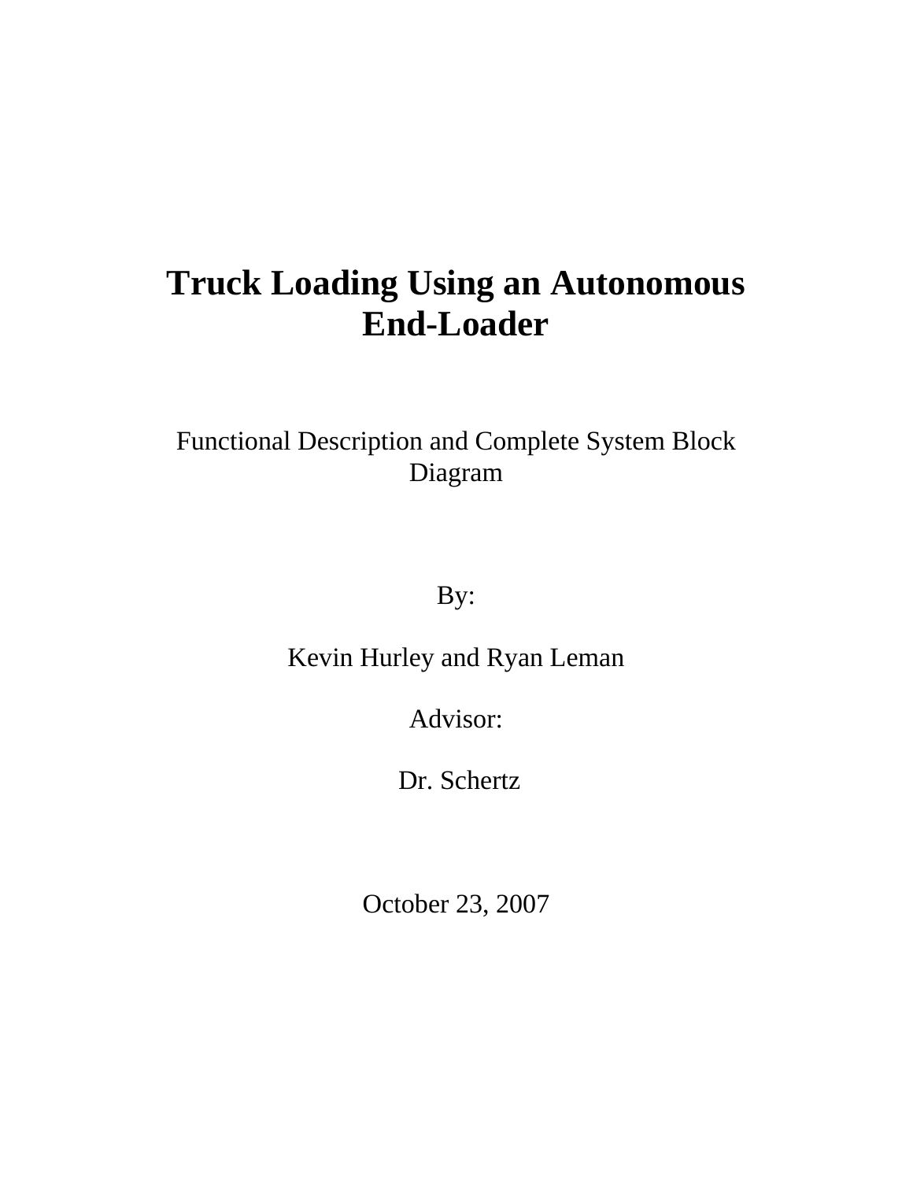# Truck Loading Using an Autonomous End-Loader

Functional Description and Complete System Block Diagram

By:

Kevin Hurley and Ryan Leman

Advisor:

Dr. Schertz

October 23, 2007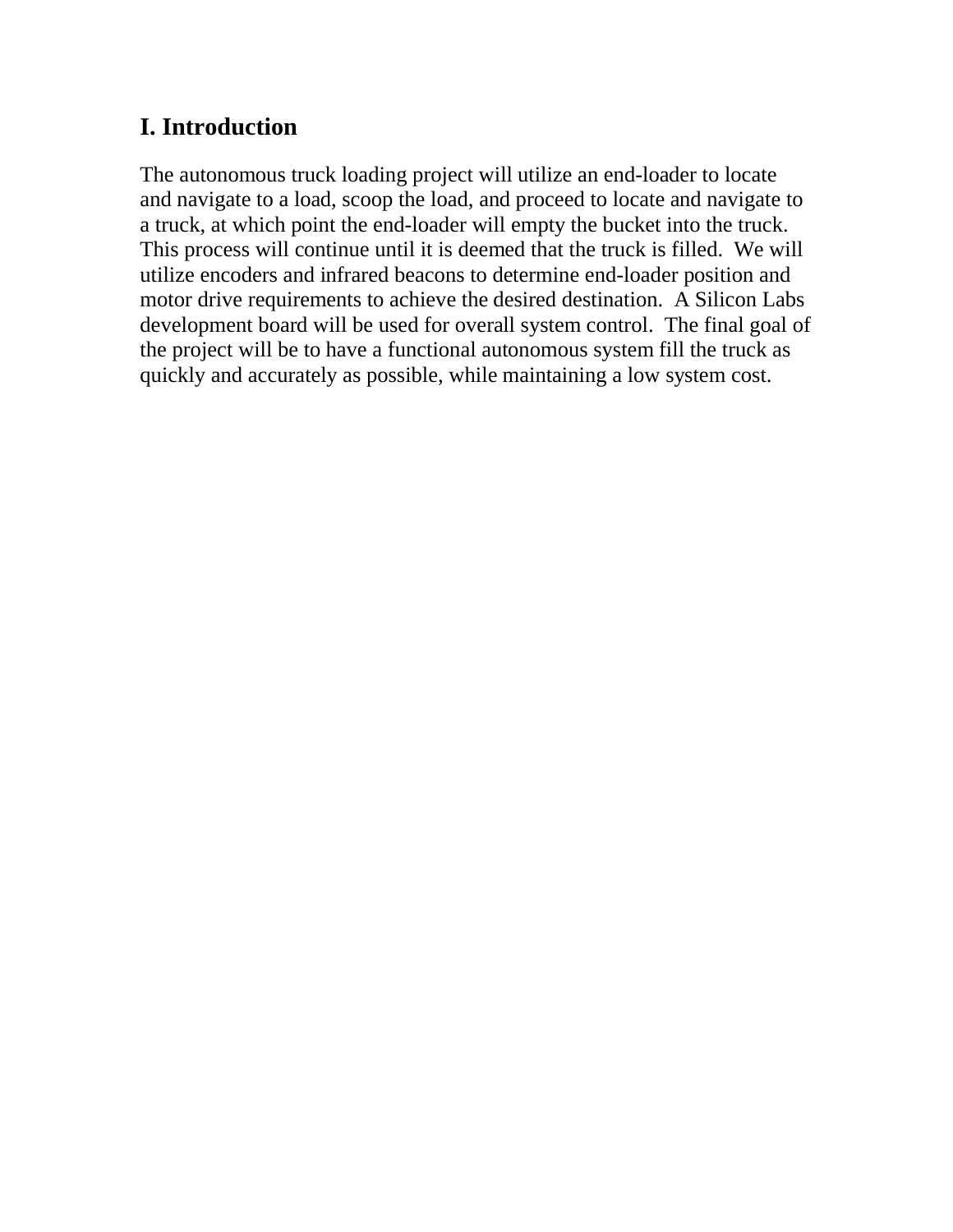# I. Introduction

The autonomous truck loading project will utilize an end-loader to locate and navigate to a load, scoop the load, and proceed to locate and navigate to a truck, at which point the end-loader will empty the bucket into the truck. This process will continue until it is deemed that the truck is filled. We will utilize encoders and infrared beacons to determine end-loader position and motor drive requirements to achieve the desired destination. A Silicon Labs development board will be used for overall system control. The final goal of the project will be to have a functional autonomous system fill the truck as quickly and accurately as possible, while maintaining a low system cost.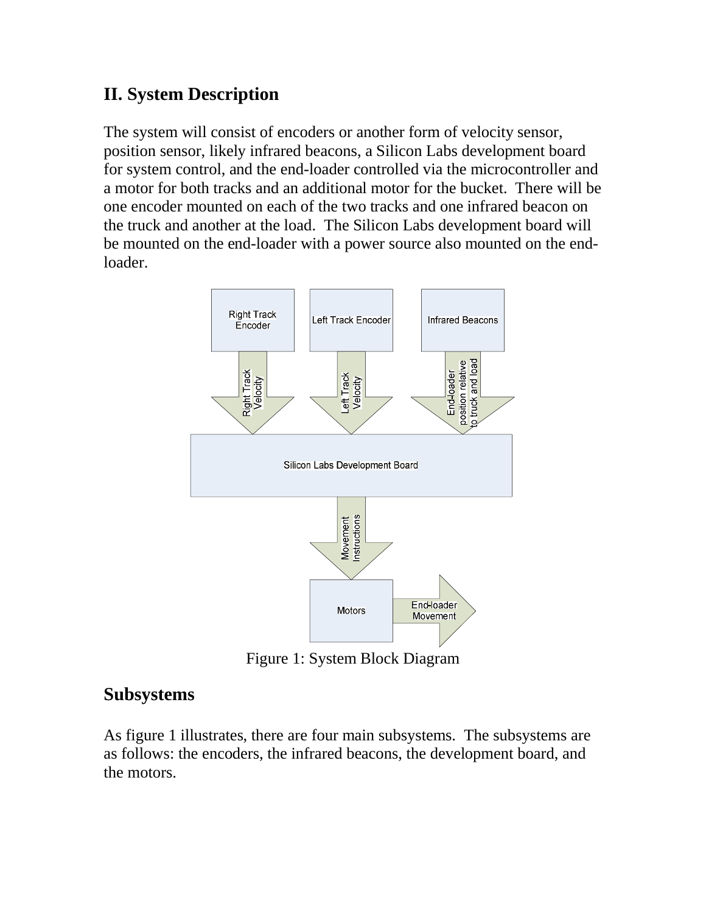## II. System Description

The system will consist of encoders or another form of velocity sensor, position sensor, likely infrared beacons, a Silicon Labs development board for system control, and the end-loader controlled via the microcontroller and a motor for both tracks and an additional motor for the bucket. There will be one encoder mounted on each of the two tracks and one infrared beacon on the truck and another at the load. The Silicon Labs development board will be mounted on the end-loader with a power source also mounted on the end-loader.

Figure 1: System Block Diagram

## Subsystems

As figure 1 illustrates, there are four main subsystems. The subsystems are as follows: the encoders, the infrared beacons, the development board, and the motors.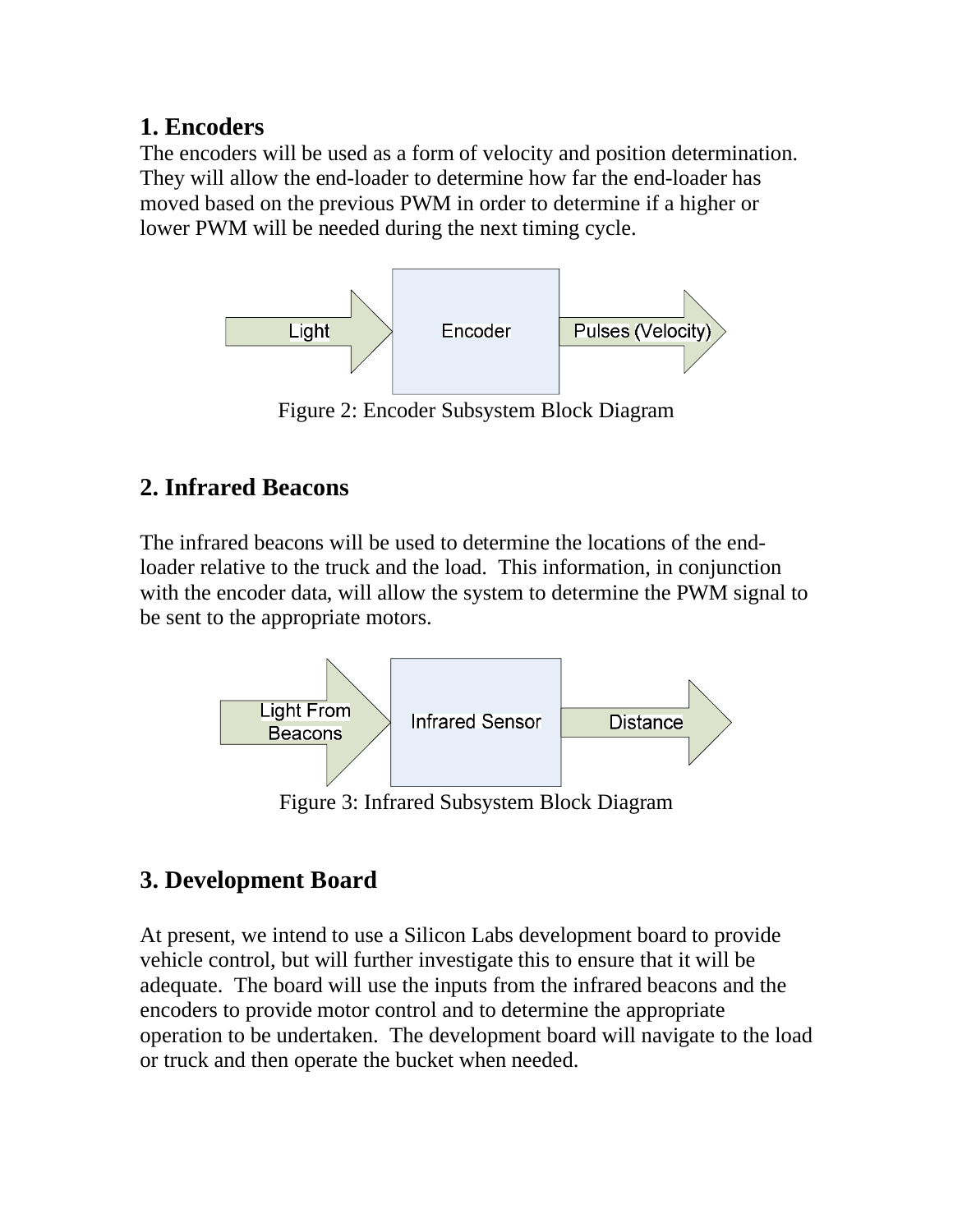## 1. Encoders

The encoders will be used as a form of velocity and position determination. They will allow the end-loader to determine how far the end-loader has moved based on the previous PWM in order to determine if a higher or lower PWM will be needed during the next timing cycle.

Light → Encoder → Pulses (Velocity)

Figure 2: Encoder Subsystem Block Diagram

## 2. Infrared Beacons

The infrared beacons will be used to determine the locations of the end-loader relative to the truck and the load. This information, in conjunction with the encoder data, will allow the system to determine the PWM signal to be sent to the appropriate motors.

Light From Beacons → Infrared Sensor → Distance

Figure 3: Infrared Subsystem Block Diagram

## 3. Development Board

At present, we intend to use a Silicon Labs development board to provide vehicle control, but will further investigate this to ensure that it will be adequate. The board will use the inputs from the infrared beacons and the encoders to provide motor control and to determine the appropriate operation to be undertaken. The development board will navigate to the load or truck and then operate the bucket when needed.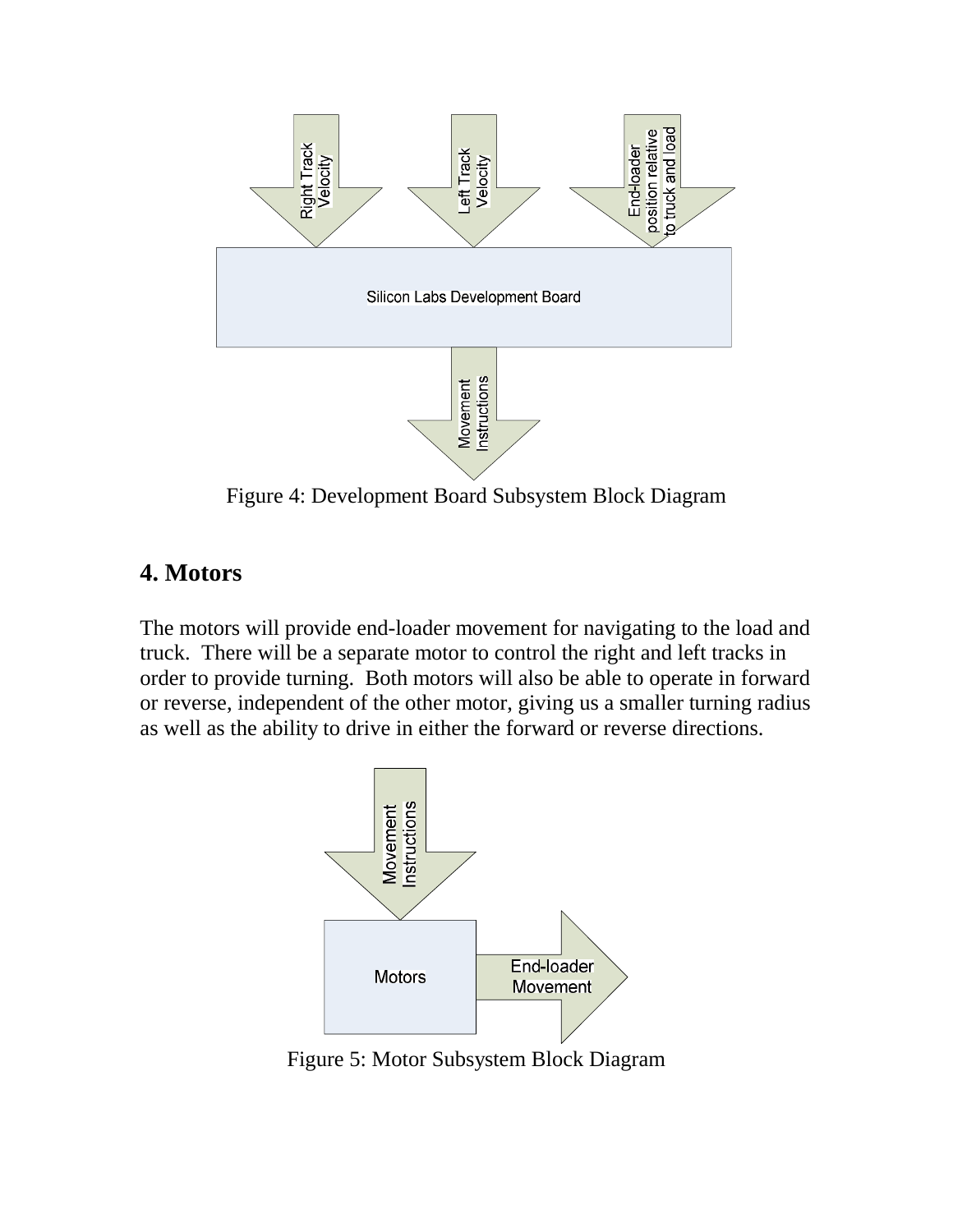Figure 4: Development Board Subsystem Block Diagram

## 4. Motors

The motors will provide end-loader movement for navigating to the load and truck. There will be a separate motor to control the right and left tracks in order to provide turning. Both motors will also be able to operate in forward or reverse, independent of the other motor, giving us a smaller turning radius as well as the ability to drive in either the forward or reverse directions.

Figure 5: Motor Subsystem Block Diagram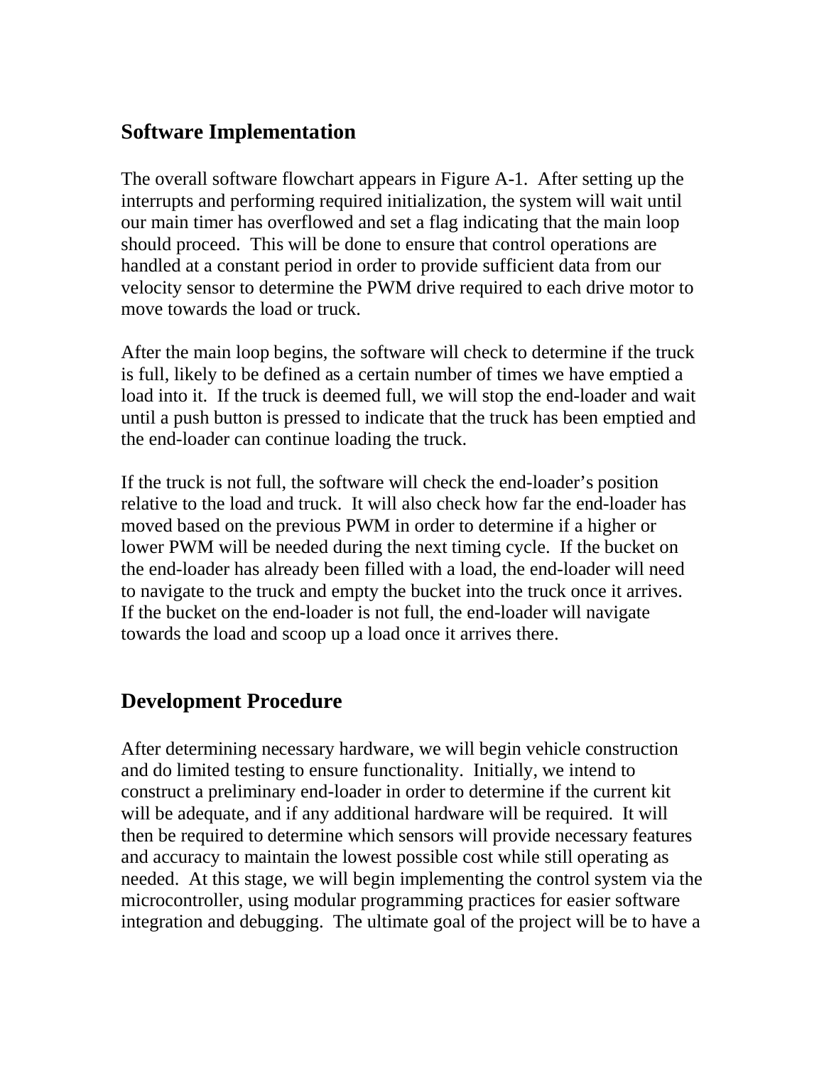## Software Implementation

The overall software flowchart appears in Figure A-1. After setting up the interrupts and performing required initialization, the system will wait until our main timer has overflowed and set a flag indicating that the main loop should proceed. This will be done to ensure that control operations are handled at a constant period in order to provide sufficient data from our velocity sensor to determine the PWM drive required to each drive motor to move towards the load or truck.

After the main loop begins, the software will check to determine if the truck is full, likely to be defined as a certain number of times we have emptied a load into it. If the truck is deemed full, we will stop the end-loader and wait until a push button is pressed to indicate that the truck has been emptied and the end-loader can continue loading the truck.

If the truck is not full, the software will check the end-loader's position relative to the load and truck. It will also check how far the end-loader has moved based on the previous PWM in order to determine if a higher or lower PWM will be needed during the next timing cycle. If the bucket on the end-loader has already been filled with a load, the end-loader will need to navigate to the truck and empty the bucket into the truck once it arrives. If the bucket on the end-loader is not full, the end-loader will navigate towards the load and scoop up a load once it arrives there.

## Development Procedure

After determining necessary hardware, we will begin vehicle construction and do limited testing to ensure functionality. Initially, we intend to construct a preliminary end-loader in order to determine if the current kit will be adequate, and if any additional hardware will be required. It will then be required to determine which sensors will provide necessary features and accuracy to maintain the lowest possible cost while still operating as needed. At this stage, we will begin implementing the control system via the microcontroller, using modular programming practices for easier software integration and debugging. The ultimate goal of the project will be to have a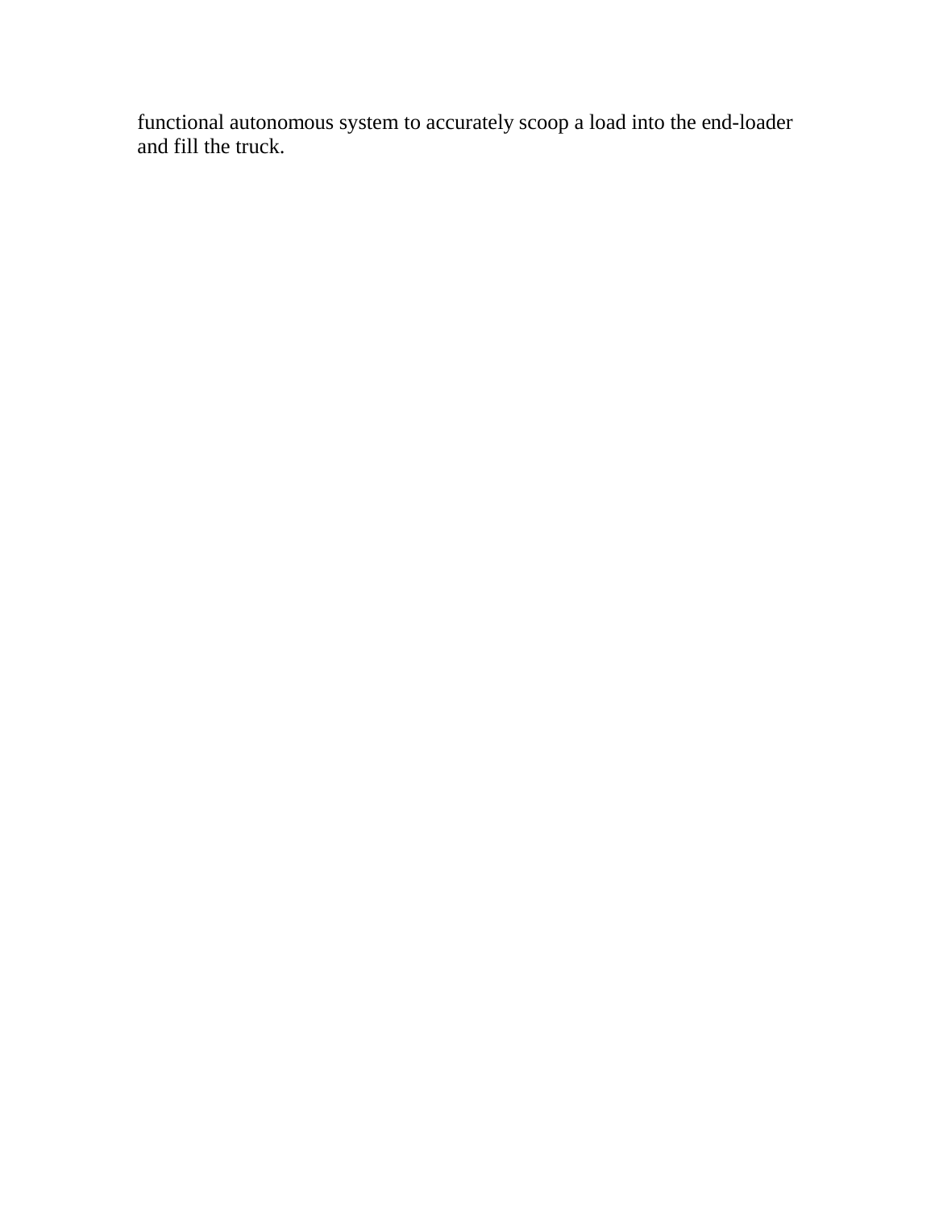functional autonomous system to accurately scoop a load into the end-loader and fill the truck.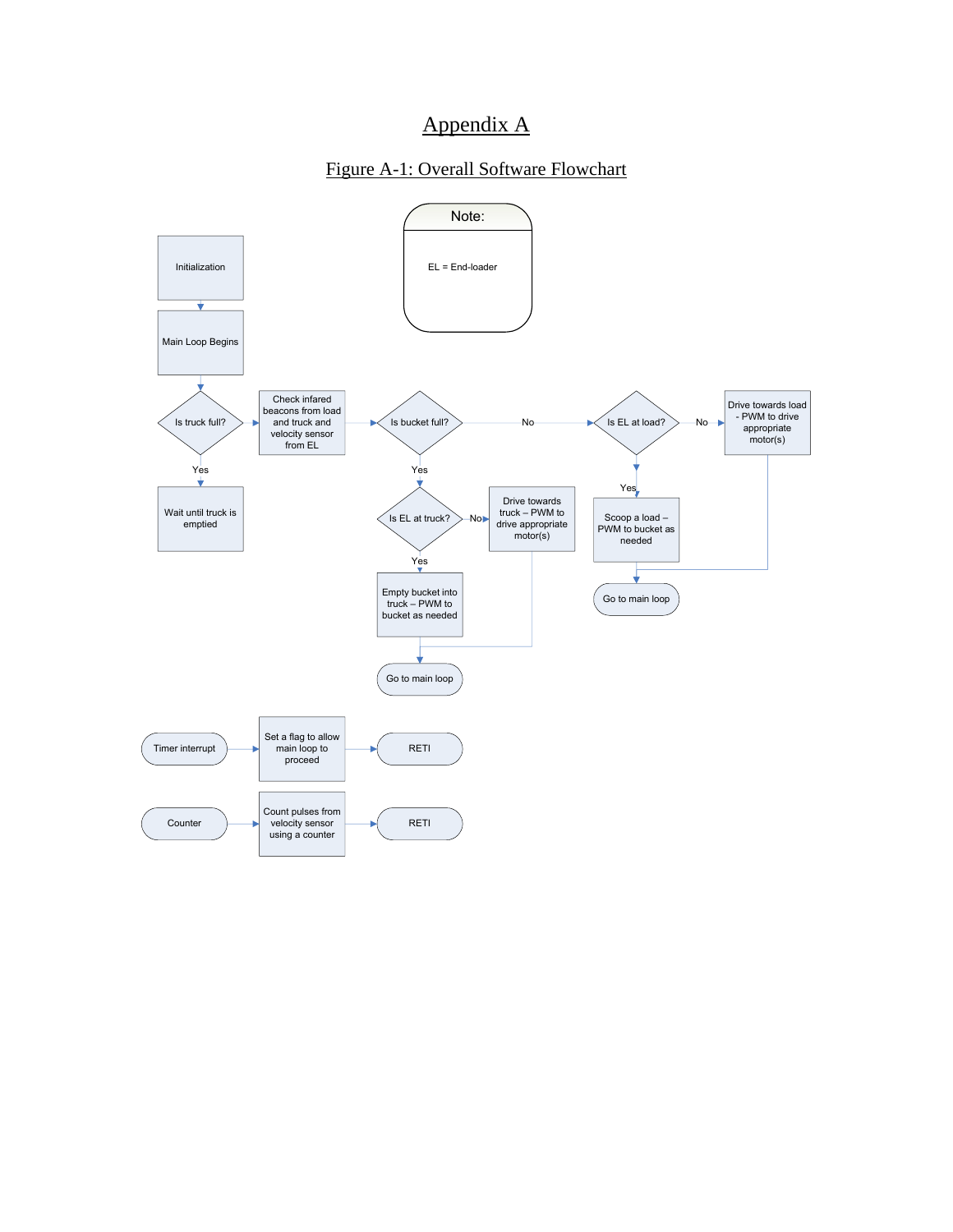# Appendix A

## Figure A-1: Overall Software Flowchart

Note:

EL = End-loader

Initialization

Main Loop Begins

Is truck full?

Yes

Wait until truck is emptied

Check infared beacons from load and truck and velocity sensor from EL

Is bucket full?

No

Yes

Is EL at truck?

No

Drive towards truck – PWM to drive appropriate motor(s)

Yes

Empty bucket into truck – PWM to bucket as needed

Go to main loop

Is EL at load?

No

Drive towards load - PWM to drive appropriate motor(s)

Yes

Scoop a load – PWM to bucket as needed

Go to main loop

Timer interrupt

Set a flag to allow main loop to proceed

RETI

Counter

Count pulses from velocity sensor using a counter

RETI